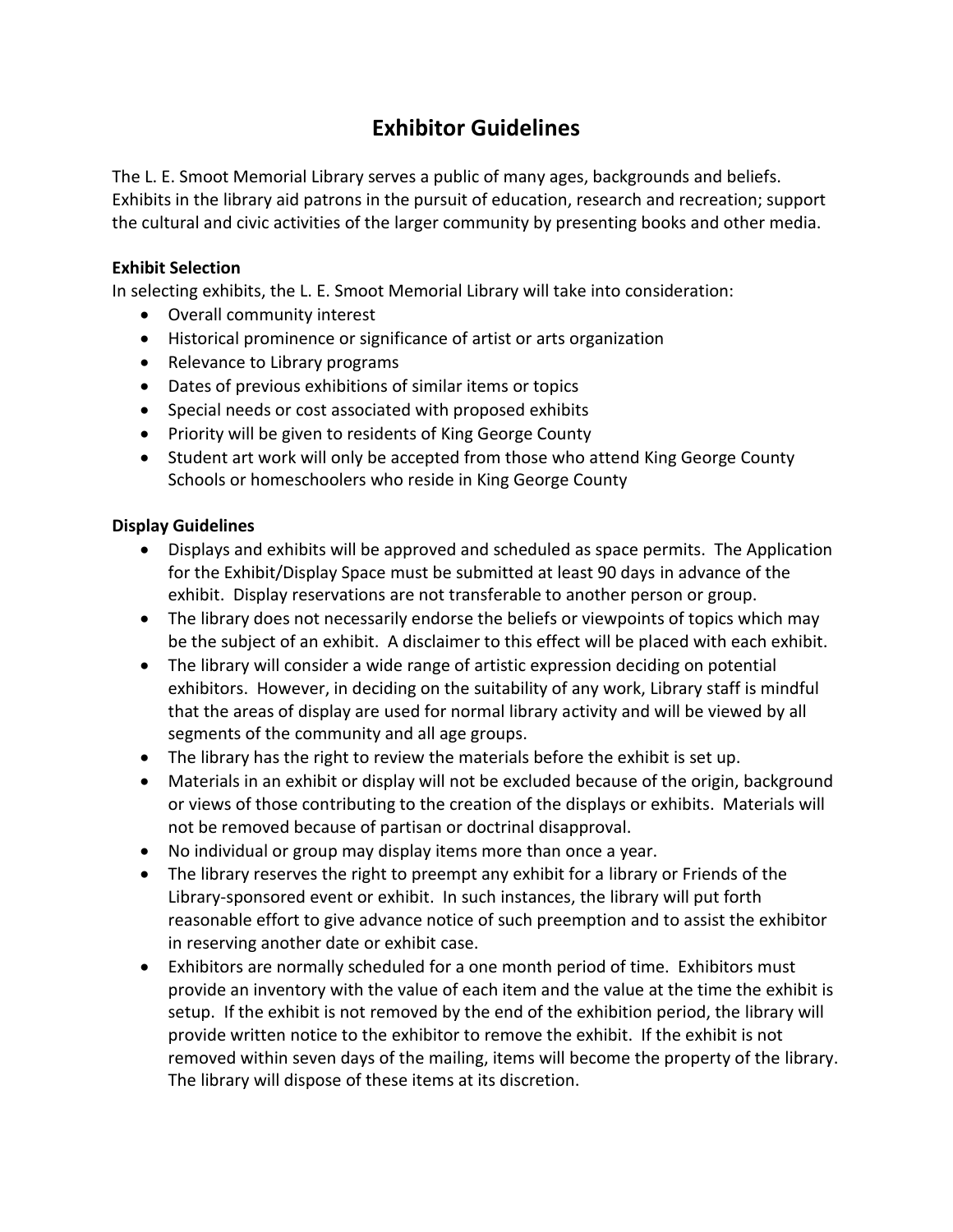# Exhibitor Guidelines

The L. E. Smoot Memorial Library serves a public of many ages, backgrounds and beliefs. Exhibits in the library aid patrons in the pursuit of education, research and recreation; support the cultural and civic activities of the larger community by presenting books and other media.

**Exhibit Selection**

In selecting exhibits, the L. E. Smoot Memorial Library will take into consideration:

- Overall community interest
- Historical prominence or significance of artist or arts organization
- Relevance to Library programs
- Dates of previous exhibitions of similar items or topics
- Special needs or cost associated with proposed exhibits
- Priority will be given to residents of King George County
- Student art work will only be accepted from those who attend King George County Schools or homeschoolers who reside in King George County

**Display Guidelines**

- Displays and exhibits will be approved and scheduled as space permits. The Application for the Exhibit/Display Space must be submitted at least 90 days in advance of the exhibit. Display reservations are not transferable to another person or group.
- The library does not necessarily endorse the beliefs or viewpoints of topics which may be the subject of an exhibit. A disclaimer to this effect will be placed with each exhibit.
- The library will consider a wide range of artistic expression deciding on potential exhibitors. However, in deciding on the suitability of any work, Library staff is mindful that the areas of display are used for normal library activity and will be viewed by all segments of the community and all age groups.
- The library has the right to review the materials before the exhibit is set up.
- Materials in an exhibit or display will not be excluded because of the origin, background or views of those contributing to the creation of the displays or exhibits. Materials will not be removed because of partisan or doctrinal disapproval.
- No individual or group may display items more than once a year.
- The library reserves the right to preempt any exhibit for a library or Friends of the Library-sponsored event or exhibit. In such instances, the library will put forth reasonable effort to give advance notice of such preemption and to assist the exhibitor in reserving another date or exhibit case.
- Exhibitors are normally scheduled for a one month period of time. Exhibitors must provide an inventory with the value of each item and the value at the time the exhibit is setup. If the exhibit is not removed by the end of the exhibition period, the library will provide written notice to the exhibitor to remove the exhibit. If the exhibit is not removed within seven days of the mailing, items will become the property of the library. The library will dispose of these items at its discretion.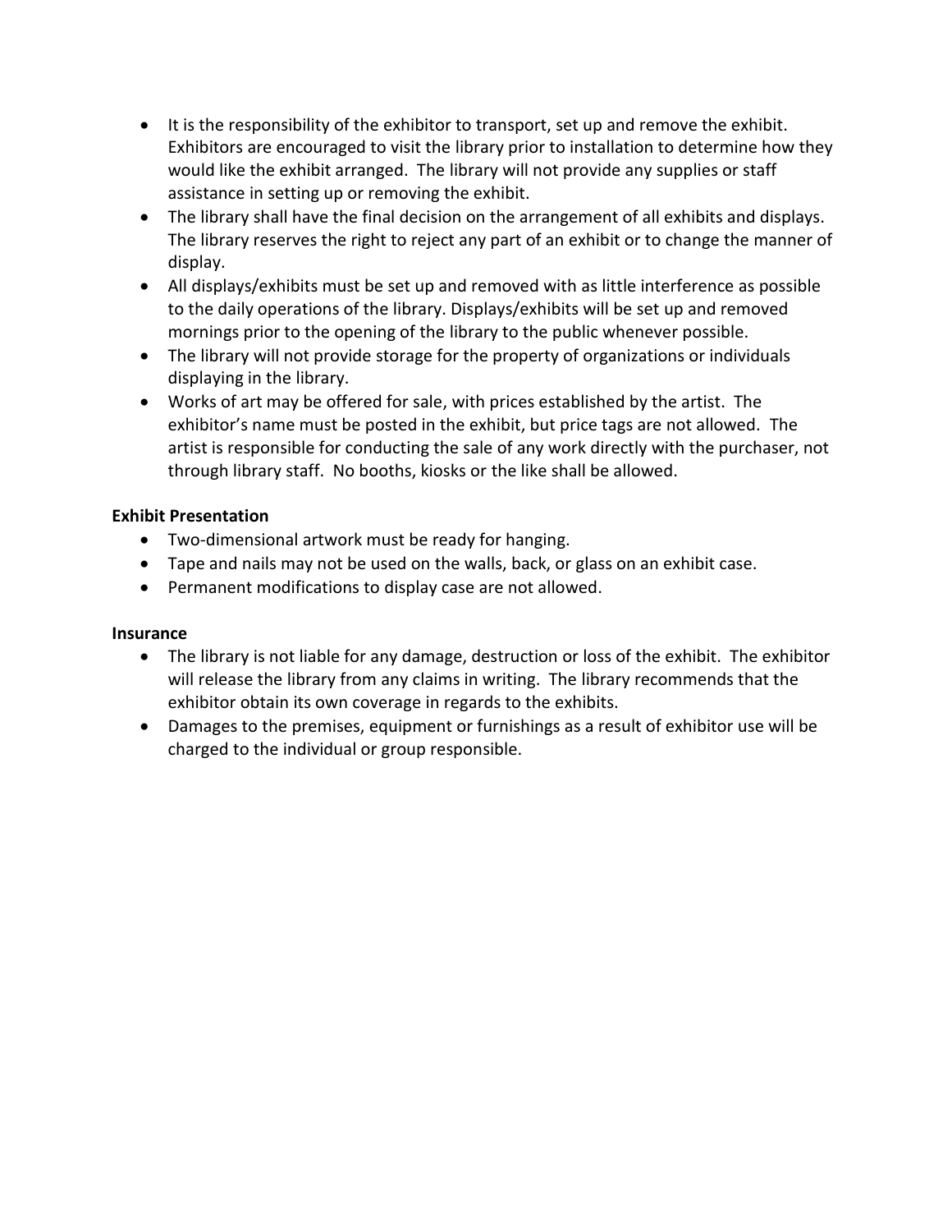- It is the responsibility of the exhibitor to transport, set up and remove the exhibit. Exhibitors are encouraged to visit the library prior to installation to determine how they would like the exhibit arranged. The library will not provide any supplies or staff assistance in setting up or removing the exhibit.
- The library shall have the final decision on the arrangement of all exhibits and displays. The library reserves the right to reject any part of an exhibit or to change the manner of display.
- All displays/exhibits must be set up and removed with as little interference as possible to the daily operations of the library. Displays/exhibits will be set up and removed mornings prior to the opening of the library to the public whenever possible.
- The library will not provide storage for the property of organizations or individuals displaying in the library.
- Works of art may be offered for sale, with prices established by the artist. The exhibitor's name must be posted in the exhibit, but price tags are not allowed. The artist is responsible for conducting the sale of any work directly with the purchaser, not through library staff. No booths, kiosks or the like shall be allowed.

**Exhibit Presentation**

- Two-dimensional artwork must be ready for hanging.
- Tape and nails may not be used on the walls, back, or glass on an exhibit case.
- Permanent modifications to display case are not allowed.

**Insurance**

- The library is not liable for any damage, destruction or loss of the exhibit. The exhibitor will release the library from any claims in writing. The library recommends that the exhibitor obtain its own coverage in regards to the exhibits.
- Damages to the premises, equipment or furnishings as a result of exhibitor use will be charged to the individual or group responsible.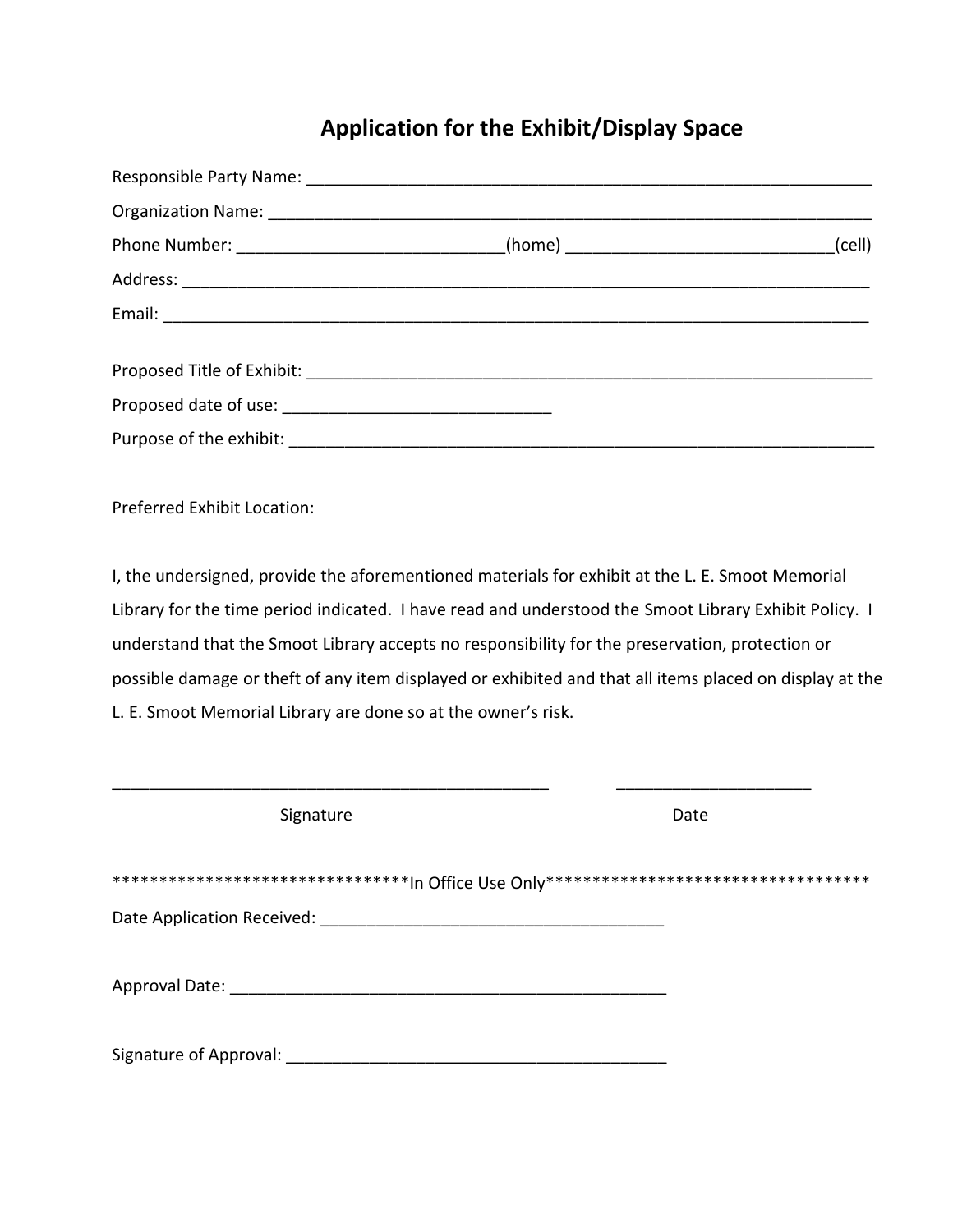# Application for the Exhibit/Display Space

Responsible Party Name: ______________________________________________________________

Organization Name: ________________________________________________________________

Phone Number: ____________________________(home) ____________________________(cell)

Address: ________________________________________________________________________

Email: __________________________________________________________________________

Proposed Title of Exhibit: ______________________________________________________________

Proposed date of use: _____________________________

Purpose of the exhibit: ________________________________________________________________

Preferred Exhibit Location:

I, the undersigned, provide the aforementioned materials for exhibit at the L. E. Smoot Memorial Library for the time period indicated. I have read and understood the Smoot Library Exhibit Policy. I understand that the Smoot Library accepts no responsibility for the preservation, protection or possible damage or theft of any item displayed or exhibited and that all items placed on display at the L. E. Smoot Memorial Library are done so at the owner's risk.

_______________________________________________ _____________________

Signature Date

********************************In Office Use Only************************************

Date Application Received: ____________________________________

Approval Date: ______________________________________________

Signature of Approval: ________________________________________